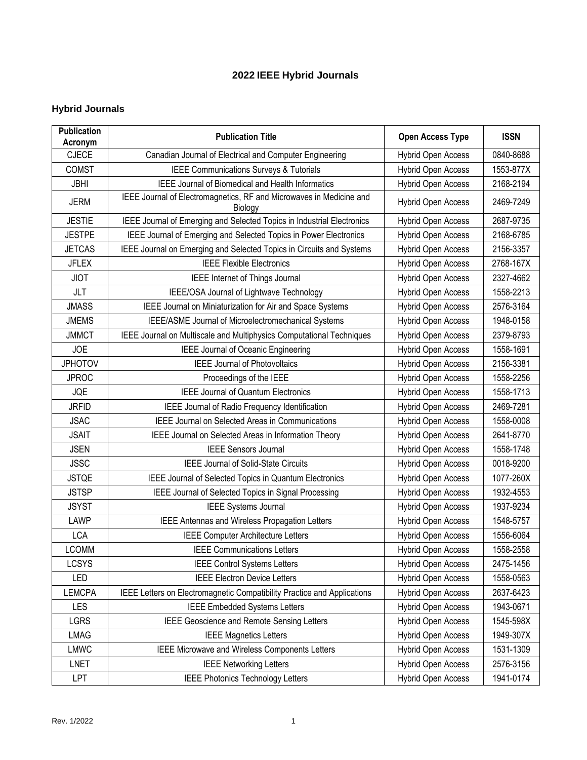# 2022 IEEE Hybrid Journals

## Hybrid Journals

| Publication Acronym | Publication Title | Open Access Type | ISSN |
|---|---|---|---|
| CJECE | Canadian Journal of Electrical and Computer Engineering | Hybrid Open Access | 0840-8688 |
| COMST | IEEE Communications Surveys & Tutorials | Hybrid Open Access | 1553-877X |
| JBHI | IEEE Journal of Biomedical and Health Informatics | Hybrid Open Access | 2168-2194 |
| JERM | IEEE Journal of Electromagnetics, RF and Microwaves in Medicine and Biology | Hybrid Open Access | 2469-7249 |
| JESTIE | IEEE Journal of Emerging and Selected Topics in Industrial Electronics | Hybrid Open Access | 2687-9735 |
| JESTPE | IEEE Journal of Emerging and Selected Topics in Power Electronics | Hybrid Open Access | 2168-6785 |
| JETCAS | IEEE Journal on Emerging and Selected Topics in Circuits and Systems | Hybrid Open Access | 2156-3357 |
| JFLEX | IEEE Flexible Electronics | Hybrid Open Access | 2768-167X |
| JIOT | IEEE Internet of Things Journal | Hybrid Open Access | 2327-4662 |
| JLT | IEEE/OSA Journal of Lightwave Technology | Hybrid Open Access | 1558-2213 |
| JMASS | IEEE Journal on Miniaturization for Air and Space Systems | Hybrid Open Access | 2576-3164 |
| JMEMS | IEEE/ASME Journal of Microelectromechanical Systems | Hybrid Open Access | 1948-0158 |
| JMMCT | IEEE Journal on Multiscale and Multiphysics Computational Techniques | Hybrid Open Access | 2379-8793 |
| JOE | IEEE Journal of Oceanic Engineering | Hybrid Open Access | 1558-1691 |
| JPHOTOV | IEEE Journal of Photovoltaics | Hybrid Open Access | 2156-3381 |
| JPROC | Proceedings of the IEEE | Hybrid Open Access | 1558-2256 |
| JQE | IEEE Journal of Quantum Electronics | Hybrid Open Access | 1558-1713 |
| JRFID | IEEE Journal of Radio Frequency Identification | Hybrid Open Access | 2469-7281 |
| JSAC | IEEE Journal on Selected Areas in Communications | Hybrid Open Access | 1558-0008 |
| JSAIT | IEEE Journal on Selected Areas in Information Theory | Hybrid Open Access | 2641-8770 |
| JSEN | IEEE Sensors Journal | Hybrid Open Access | 1558-1748 |
| JSSC | IEEE Journal of Solid-State Circuits | Hybrid Open Access | 0018-9200 |
| JSTQE | IEEE Journal of Selected Topics in Quantum Electronics | Hybrid Open Access | 1077-260X |
| JSTSP | IEEE Journal of Selected Topics in Signal Processing | Hybrid Open Access | 1932-4553 |
| JSYST | IEEE Systems Journal | Hybrid Open Access | 1937-9234 |
| LAWP | IEEE Antennas and Wireless Propagation Letters | Hybrid Open Access | 1548-5757 |
| LCA | IEEE Computer Architecture Letters | Hybrid Open Access | 1556-6064 |
| LCOMM | IEEE Communications Letters | Hybrid Open Access | 1558-2558 |
| LCSYS | IEEE Control Systems Letters | Hybrid Open Access | 2475-1456 |
| LED | IEEE Electron Device Letters | Hybrid Open Access | 1558-0563 |
| LEMCPA | IEEE Letters on Electromagnetic Compatibility Practice and Applications | Hybrid Open Access | 2637-6423 |
| LES | IEEE Embedded Systems Letters | Hybrid Open Access | 1943-0671 |
| LGRS | IEEE Geoscience and Remote Sensing Letters | Hybrid Open Access | 1545-598X |
| LMAG | IEEE Magnetics Letters | Hybrid Open Access | 1949-307X |
| LMWC | IEEE Microwave and Wireless Components Letters | Hybrid Open Access | 1531-1309 |
| LNET | IEEE Networking Letters | Hybrid Open Access | 2576-3156 |
| LPT | IEEE Photonics Technology Letters | Hybrid Open Access | 1941-0174 |

Rev. 1/2022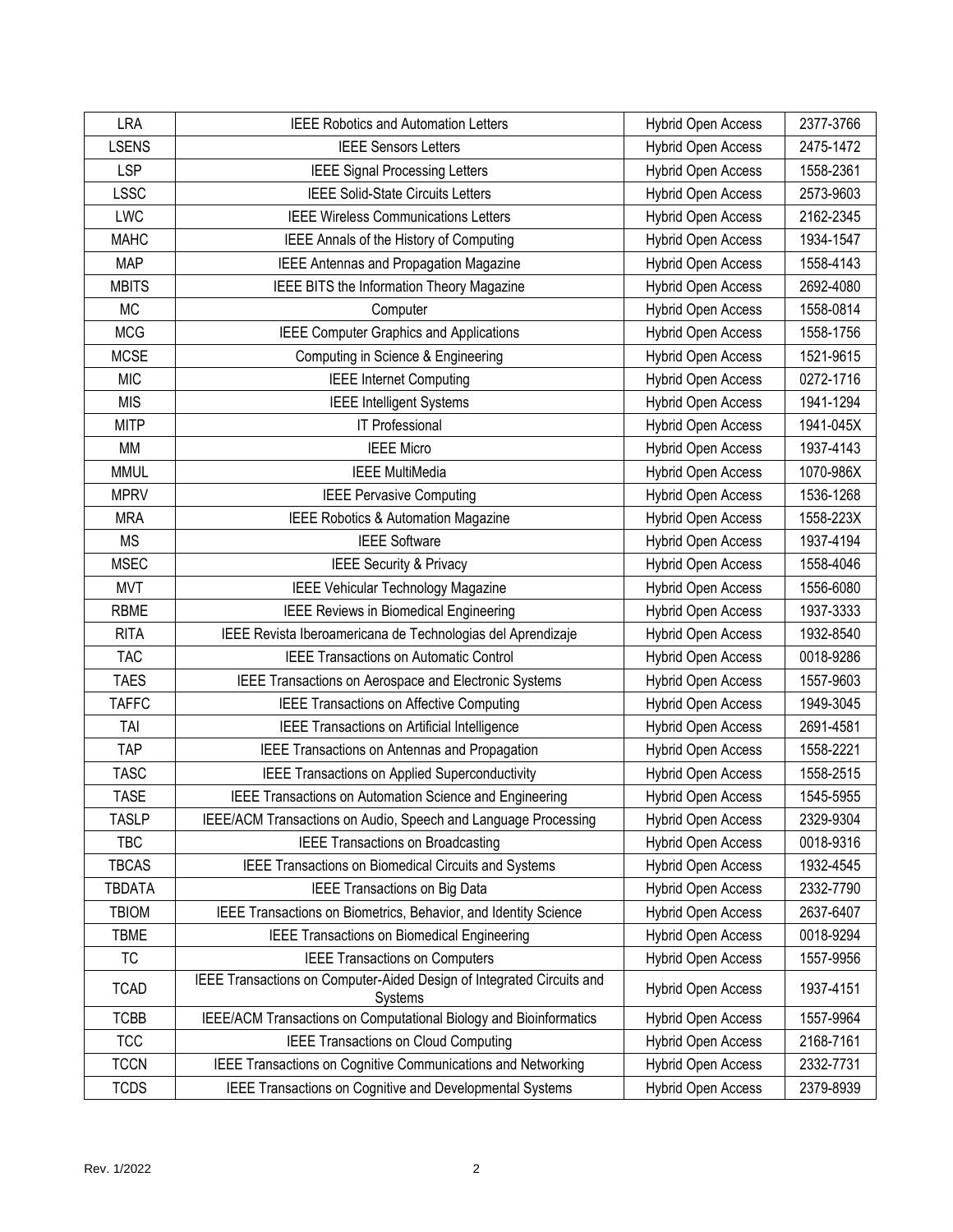| LRA | IEEE Robotics and Automation Letters | Hybrid Open Access | 2377-3766 |
|---|---|---|---|
| LSENS | IEEE Sensors Letters | Hybrid Open Access | 2475-1472 |
| LSP | IEEE Signal Processing Letters | Hybrid Open Access | 1558-2361 |
| LSSC | IEEE Solid-State Circuits Letters | Hybrid Open Access | 2573-9603 |
| LWC | IEEE Wireless Communications Letters | Hybrid Open Access | 2162-2345 |
| MAHC | IEEE Annals of the History of Computing | Hybrid Open Access | 1934-1547 |
| MAP | IEEE Antennas and Propagation Magazine | Hybrid Open Access | 1558-4143 |
| MBITS | IEEE BITS the Information Theory Magazine | Hybrid Open Access | 2692-4080 |
| MC | Computer | Hybrid Open Access | 1558-0814 |
| MCG | IEEE Computer Graphics and Applications | Hybrid Open Access | 1558-1756 |
| MCSE | Computing in Science & Engineering | Hybrid Open Access | 1521-9615 |
| MIC | IEEE Internet Computing | Hybrid Open Access | 0272-1716 |
| MIS | IEEE Intelligent Systems | Hybrid Open Access | 1941-1294 |
| MITP | IT Professional | Hybrid Open Access | 1941-045X |
| MM | IEEE Micro | Hybrid Open Access | 1937-4143 |
| MMUL | IEEE MultiMedia | Hybrid Open Access | 1070-986X |
| MPRV | IEEE Pervasive Computing | Hybrid Open Access | 1536-1268 |
| MRA | IEEE Robotics & Automation Magazine | Hybrid Open Access | 1558-223X |
| MS | IEEE Software | Hybrid Open Access | 1937-4194 |
| MSEC | IEEE Security & Privacy | Hybrid Open Access | 1558-4046 |
| MVT | IEEE Vehicular Technology Magazine | Hybrid Open Access | 1556-6080 |
| RBME | IEEE Reviews in Biomedical Engineering | Hybrid Open Access | 1937-3333 |
| RITA | IEEE Revista Iberoamericana de Technologias del Aprendizaje | Hybrid Open Access | 1932-8540 |
| TAC | IEEE Transactions on Automatic Control | Hybrid Open Access | 0018-9286 |
| TAES | IEEE Transactions on Aerospace and Electronic Systems | Hybrid Open Access | 1557-9603 |
| TAFFC | IEEE Transactions on Affective Computing | Hybrid Open Access | 1949-3045 |
| TAI | IEEE Transactions on Artificial Intelligence | Hybrid Open Access | 2691-4581 |
| TAP | IEEE Transactions on Antennas and Propagation | Hybrid Open Access | 1558-2221 |
| TASC | IEEE Transactions on Applied Superconductivity | Hybrid Open Access | 1558-2515 |
| TASE | IEEE Transactions on Automation Science and Engineering | Hybrid Open Access | 1545-5955 |
| TASLP | IEEE/ACM Transactions on Audio, Speech and Language Processing | Hybrid Open Access | 2329-9304 |
| TBC | IEEE Transactions on Broadcasting | Hybrid Open Access | 0018-9316 |
| TBCAS | IEEE Transactions on Biomedical Circuits and Systems | Hybrid Open Access | 1932-4545 |
| TBDATA | IEEE Transactions on Big Data | Hybrid Open Access | 2332-7790 |
| TBIOM | IEEE Transactions on Biometrics, Behavior, and Identity Science | Hybrid Open Access | 2637-6407 |
| TBME | IEEE Transactions on Biomedical Engineering | Hybrid Open Access | 0018-9294 |
| TC | IEEE Transactions on Computers | Hybrid Open Access | 1557-9956 |
| TCAD | IEEE Transactions on Computer-Aided Design of Integrated Circuits and Systems | Hybrid Open Access | 1937-4151 |
| TCBB | IEEE/ACM Transactions on Computational Biology and Bioinformatics | Hybrid Open Access | 1557-9964 |
| TCC | IEEE Transactions on Cloud Computing | Hybrid Open Access | 2168-7161 |
| TCCN | IEEE Transactions on Cognitive Communications and Networking | Hybrid Open Access | 2332-7731 |
| TCDS | IEEE Transactions on Cognitive and Developmental Systems | Hybrid Open Access | 2379-8939 |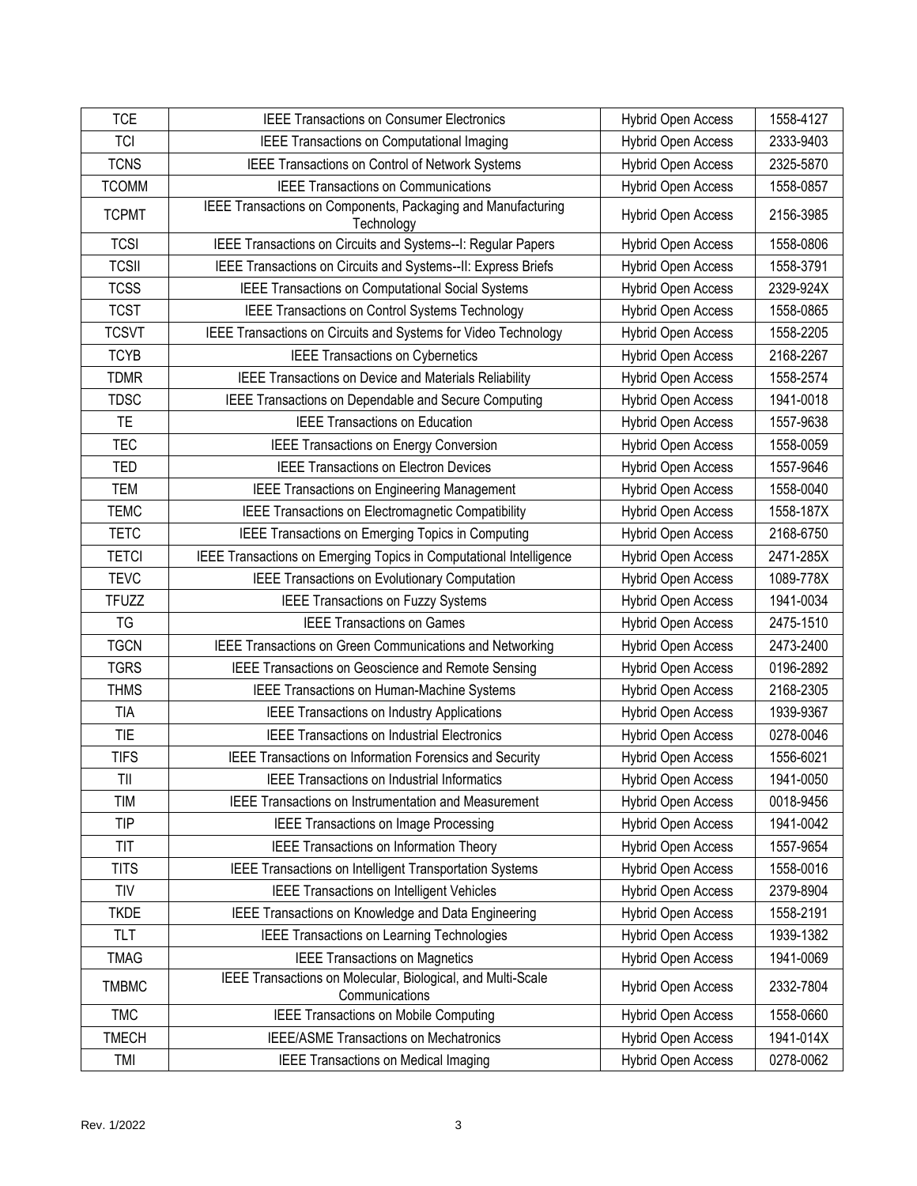| TCE | IEEE Transactions on Consumer Electronics | Hybrid Open Access | 1558-4127 |
|---|---|---|---|
| TCI | IEEE Transactions on Computational Imaging | Hybrid Open Access | 2333-9403 |
| TCNS | IEEE Transactions on Control of Network Systems | Hybrid Open Access | 2325-5870 |
| TCOMM | IEEE Transactions on Communications | Hybrid Open Access | 1558-0857 |
| TCPMT | IEEE Transactions on Components, Packaging and Manufacturing Technology | Hybrid Open Access | 2156-3985 |
| TCSI | IEEE Transactions on Circuits and Systems--I: Regular Papers | Hybrid Open Access | 1558-0806 |
| TCSII | IEEE Transactions on Circuits and Systems--II: Express Briefs | Hybrid Open Access | 1558-3791 |
| TCSS | IEEE Transactions on Computational Social Systems | Hybrid Open Access | 2329-924X |
| TCST | IEEE Transactions on Control Systems Technology | Hybrid Open Access | 1558-0865 |
| TCSVT | IEEE Transactions on Circuits and Systems for Video Technology | Hybrid Open Access | 1558-2205 |
| TCYB | IEEE Transactions on Cybernetics | Hybrid Open Access | 2168-2267 |
| TDMR | IEEE Transactions on Device and Materials Reliability | Hybrid Open Access | 1558-2574 |
| TDSC | IEEE Transactions on Dependable and Secure Computing | Hybrid Open Access | 1941-0018 |
| TE | IEEE Transactions on Education | Hybrid Open Access | 1557-9638 |
| TEC | IEEE Transactions on Energy Conversion | Hybrid Open Access | 1558-0059 |
| TED | IEEE Transactions on Electron Devices | Hybrid Open Access | 1557-9646 |
| TEM | IEEE Transactions on Engineering Management | Hybrid Open Access | 1558-0040 |
| TEMC | IEEE Transactions on Electromagnetic Compatibility | Hybrid Open Access | 1558-187X |
| TETC | IEEE Transactions on Emerging Topics in Computing | Hybrid Open Access | 2168-6750 |
| TETCI | IEEE Transactions on Emerging Topics in Computational Intelligence | Hybrid Open Access | 2471-285X |
| TEVC | IEEE Transactions on Evolutionary Computation | Hybrid Open Access | 1089-778X |
| TFUZZ | IEEE Transactions on Fuzzy Systems | Hybrid Open Access | 1941-0034 |
| TG | IEEE Transactions on Games | Hybrid Open Access | 2475-1510 |
| TGCN | IEEE Transactions on Green Communications and Networking | Hybrid Open Access | 2473-2400 |
| TGRS | IEEE Transactions on Geoscience and Remote Sensing | Hybrid Open Access | 0196-2892 |
| THMS | IEEE Transactions on Human-Machine Systems | Hybrid Open Access | 2168-2305 |
| TIA | IEEE Transactions on Industry Applications | Hybrid Open Access | 1939-9367 |
| TIE | IEEE Transactions on Industrial Electronics | Hybrid Open Access | 0278-0046 |
| TIFS | IEEE Transactions on Information Forensics and Security | Hybrid Open Access | 1556-6021 |
| TII | IEEE Transactions on Industrial Informatics | Hybrid Open Access | 1941-0050 |
| TIM | IEEE Transactions on Instrumentation and Measurement | Hybrid Open Access | 0018-9456 |
| TIP | IEEE Transactions on Image Processing | Hybrid Open Access | 1941-0042 |
| TIT | IEEE Transactions on Information Theory | Hybrid Open Access | 1557-9654 |
| TITS | IEEE Transactions on Intelligent Transportation Systems | Hybrid Open Access | 1558-0016 |
| TIV | IEEE Transactions on Intelligent Vehicles | Hybrid Open Access | 2379-8904 |
| TKDE | IEEE Transactions on Knowledge and Data Engineering | Hybrid Open Access | 1558-2191 |
| TLT | IEEE Transactions on Learning Technologies | Hybrid Open Access | 1939-1382 |
| TMAG | IEEE Transactions on Magnetics | Hybrid Open Access | 1941-0069 |
| TMBMC | IEEE Transactions on Molecular, Biological, and Multi-Scale Communications | Hybrid Open Access | 2332-7804 |
| TMC | IEEE Transactions on Mobile Computing | Hybrid Open Access | 1558-0660 |
| TMECH | IEEE/ASME Transactions on Mechatronics | Hybrid Open Access | 1941-014X |
| TMI | IEEE Transactions on Medical Imaging | Hybrid Open Access | 0278-0062 |

Rev. 1/2022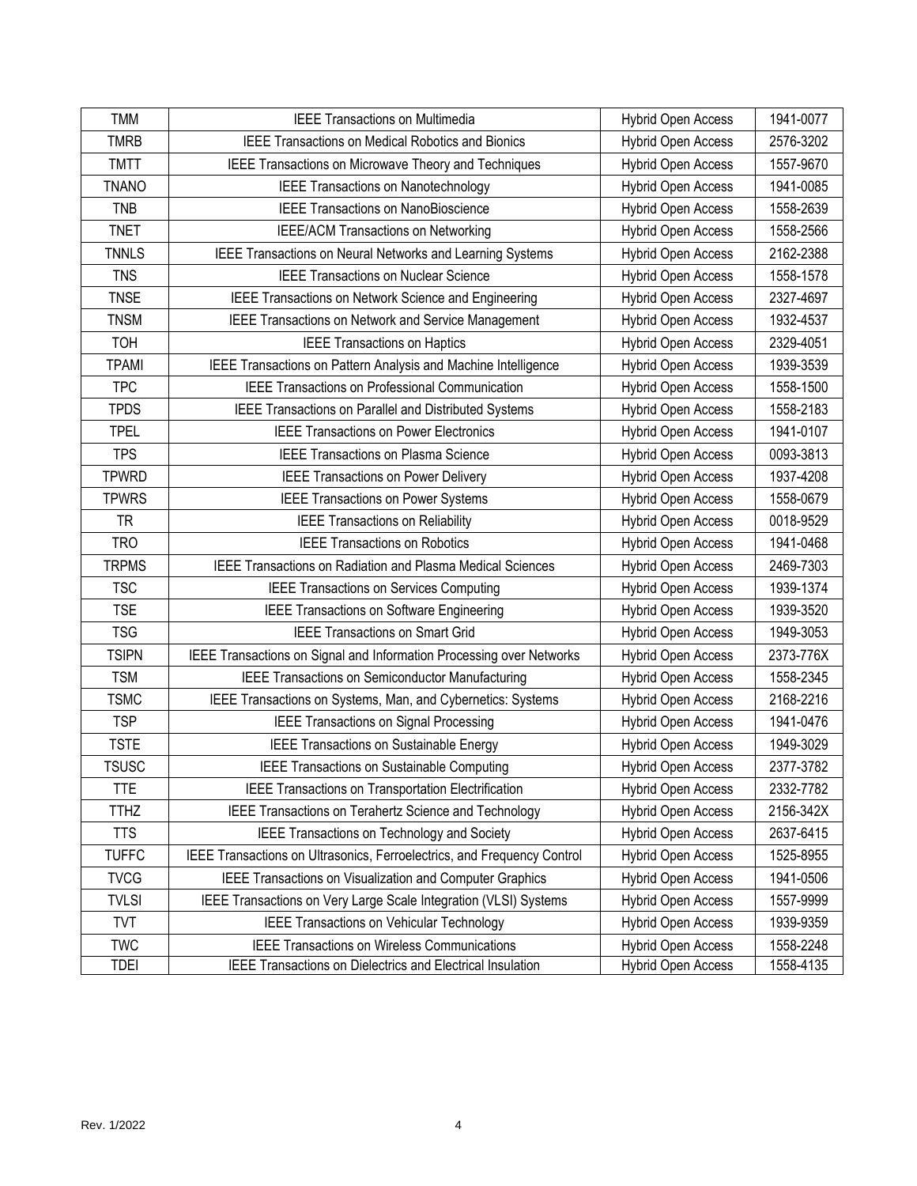| | | | |
|---|---|---|---|
| TMM | IEEE Transactions on Multimedia | Hybrid Open Access | 1941-0077 |
| TMRB | IEEE Transactions on Medical Robotics and Bionics | Hybrid Open Access | 2576-3202 |
| TMTT | IEEE Transactions on Microwave Theory and Techniques | Hybrid Open Access | 1557-9670 |
| TNANO | IEEE Transactions on Nanotechnology | Hybrid Open Access | 1941-0085 |
| TNB | IEEE Transactions on NanoBioscience | Hybrid Open Access | 1558-2639 |
| TNET | IEEE/ACM Transactions on Networking | Hybrid Open Access | 1558-2566 |
| TNNLS | IEEE Transactions on Neural Networks and Learning Systems | Hybrid Open Access | 2162-2388 |
| TNS | IEEE Transactions on Nuclear Science | Hybrid Open Access | 1558-1578 |
| TNSE | IEEE Transactions on Network Science and Engineering | Hybrid Open Access | 2327-4697 |
| TNSM | IEEE Transactions on Network and Service Management | Hybrid Open Access | 1932-4537 |
| TOH | IEEE Transactions on Haptics | Hybrid Open Access | 2329-4051 |
| TPAMI | IEEE Transactions on Pattern Analysis and Machine Intelligence | Hybrid Open Access | 1939-3539 |
| TPC | IEEE Transactions on Professional Communication | Hybrid Open Access | 1558-1500 |
| TPDS | IEEE Transactions on Parallel and Distributed Systems | Hybrid Open Access | 1558-2183 |
| TPEL | IEEE Transactions on Power Electronics | Hybrid Open Access | 1941-0107 |
| TPS | IEEE Transactions on Plasma Science | Hybrid Open Access | 0093-3813 |
| TPWRD | IEEE Transactions on Power Delivery | Hybrid Open Access | 1937-4208 |
| TPWRS | IEEE Transactions on Power Systems | Hybrid Open Access | 1558-0679 |
| TR | IEEE Transactions on Reliability | Hybrid Open Access | 0018-9529 |
| TRO | IEEE Transactions on Robotics | Hybrid Open Access | 1941-0468 |
| TRPMS | IEEE Transactions on Radiation and Plasma Medical Sciences | Hybrid Open Access | 2469-7303 |
| TSC | IEEE Transactions on Services Computing | Hybrid Open Access | 1939-1374 |
| TSE | IEEE Transactions on Software Engineering | Hybrid Open Access | 1939-3520 |
| TSG | IEEE Transactions on Smart Grid | Hybrid Open Access | 1949-3053 |
| TSIPN | IEEE Transactions on Signal and Information Processing over Networks | Hybrid Open Access | 2373-776X |
| TSM | IEEE Transactions on Semiconductor Manufacturing | Hybrid Open Access | 1558-2345 |
| TSMC | IEEE Transactions on Systems, Man, and Cybernetics: Systems | Hybrid Open Access | 2168-2216 |
| TSP | IEEE Transactions on Signal Processing | Hybrid Open Access | 1941-0476 |
| TSTE | IEEE Transactions on Sustainable Energy | Hybrid Open Access | 1949-3029 |
| TSUSC | IEEE Transactions on Sustainable Computing | Hybrid Open Access | 2377-3782 |
| TTE | IEEE Transactions on Transportation Electrification | Hybrid Open Access | 2332-7782 |
| TTHZ | IEEE Transactions on Terahertz Science and Technology | Hybrid Open Access | 2156-342X |
| TTS | IEEE Transactions on Technology and Society | Hybrid Open Access | 2637-6415 |
| TUFFC | IEEE Transactions on Ultrasonics, Ferroelectrics, and Frequency Control | Hybrid Open Access | 1525-8955 |
| TVCG | IEEE Transactions on Visualization and Computer Graphics | Hybrid Open Access | 1941-0506 |
| TVLSI | IEEE Transactions on Very Large Scale Integration (VLSI) Systems | Hybrid Open Access | 1557-9999 |
| TVT | IEEE Transactions on Vehicular Technology | Hybrid Open Access | 1939-9359 |
| TWC | IEEE Transactions on Wireless Communications | Hybrid Open Access | 1558-2248 |
| TDEI | IEEE Transactions on Dielectrics and Electrical Insulation | Hybrid Open Access | 1558-4135 |

Rev. 1/2022